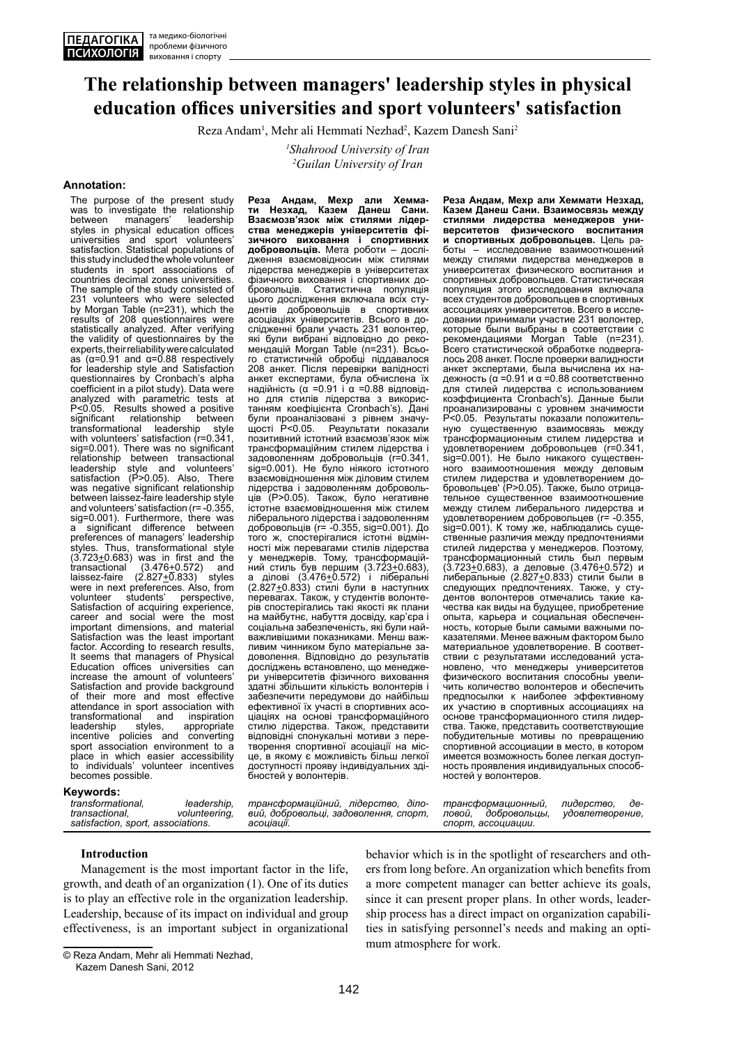# The relationship between managers' leadership styles in physical education offices universities and sport volunteers' satisfaction

Reza Andam[1], Mehr ali Hemmati Nezhad[2], Kazem Danesh Sani[2]

[1]*Shahrood University of Iran*
[2]*Guilan University of Iran*

**Annotation:**

The purpose of the present study was to investigate the relationship between managers' leadership styles in physical education offices universities and sport volunteers' satisfaction. Statistical populations of this study included the whole volunteer students in sport associations of countries decimal zones universities. The sample of the study consisted of 231 volunteers who were selected by Morgan Table (n=231), which the results of 208 questionnaires were statistically analyzed. After verifying the validity of questionnaires by the experts, their reliability were calculated as (α=0.91 and α=0.88 respectively for leadership style and Satisfaction questionnaires by Cronbach's alpha coefficient in a pilot study). Data were analyzed with parametric tests at P<0.05. Results showed a positive significant relationship between transformational leadership style with volunteers' satisfaction (r=0.341, sig=0.001). There was no significant relationship between transactional leadership style and volunteers' satisfaction (P>0.05). Also, There was negative significant relationship between laissez-faire leadership style and volunteers' satisfaction (r= -0.355, sig=0.001). Furthermore, there was a significant difference between preferences of managers' leadership styles. Thus, transformational style (3.723±0.683) was in first and the transactional (3.476±0.572) and laissez-faire (2.827±0.833) styles were in next preferences. Also, from volunteer students' perspective, Satisfaction of acquiring experience, career and social were the most important dimensions, and material Satisfaction was the least important factor. According to research results, It seems that managers of Physical Education offices universities can increase the amount of volunteers' Satisfaction and provide background of their more and most effective attendance in sport association with transformational and inspiration leadership styles, appropriate incentive policies and converting sport association environment to a place in which easier accessibility to individuals' volunteer incentives becomes possible.

**Keywords:**
*transformational, leadership, transactional, volunteering, satisfaction, sport, associations.*

**Реза Андам, Мехр али Хеммати Незхад, Казем Данеш Сани. Взаємозв'язок між стилями лідерства менеджерів університетів фізичного виховання і спортивних добровольців.** Мета роботи – дослідження взаємовідносин між стилями лідерства менеджерів в університетах фізичного виховання і спортивних добровольців. Статистична популяція цього дослідження включала всіх студентів добровольців в спортивних асоціаціях університетів. Всього в дослідженні брали участь 231 волонтер, які були вибрані відповідно до рекомендацій Morgan Table (n=231). Всього статистичній обробці піддавалося 208 анкет. Після перевірки валідності анкет експертами, була обчислена їх надійність (α =0.91 і α =0.88 відповідно для стилів лідерства з використанням коефіцієнта Cronbach's). Дані були проаналізовані з рівнем значущості P<0.05. Результати показали позитивний істотний взаємозв'язок між трансформаційним стилем лідерства і задоволенням добровольців (r=0.341, sig=0.001). Не було ніякого істотного взаємовідношення між діловим стилем лідерства і задоволенням добровольців (P>0.05). Також, було негативне істотне взаємовідношення між стилем ліберального лідерства і задоволенням добровольців (r= -0.355, sig=0.001). До того ж, спостерігалися істотні відмінності між перевагами стилів лідерства у менеджерів. Тому, трансформаційний стиль був першим (3.723±0.683), а ділові (3.476±0.572) і ліберальні (2.827±0.833) стилі були в наступних перевагах. Також, у студентів волонтерів спостерігались такі якості як плани на майбутнє, набуття досвіду, кар'єра і соціальна забезпеченість, які були найважливішими показниками. Менш важливим чинником було матеріальне задоволення. Відповідно до результатів досліджень встановлено, що менеджери університетів фізичного виховання здатні збільшити кількість волонтерів і забезпечити передумови до найбільш ефективної їх участі в спортивних асоціаціях на основі трансформаційного стилю лідерства. Також, представити відповідні спонукальні мотиви з перетворення спортивної асоціації на місце, в якому є можливість більш легкої доступності прояву індивідуальних здібностей у волонтерів.

*трансформаційний, лідерство, діловий, добровольці, задоволення, спорт, асоціації.*

**Реза Андам, Мехр али Хеммати Незхад, Казем Данеш Сани. Взаимосвязь между стилями лидерства менеджеров университетов физического воспитания и спортивных добровольцев.** Цель работы – исследование взаимоотношений между стилями лидерства менеджеров в университетах физического воспитания и спортивных добровольцев. Статистическая популяция этого исследования включала всех студентов добровольцев в спортивных ассоциациях университетов. Всего в исследовании принимали участие 231 волонтер, которые были выбраны в соответствии с рекомендациями Morgan Table (n=231). Всего статистической обработке подвергалось 208 анкет. После проверки валидности анкет экспертами, была вычислена их надежность (α =0.91 и α =0.88 соответственно для стилей лидерства с использованием коэффициента Cronbach's). Данные были проанализированы с уровнем значимости P<0.05. Результаты показали положительную существенную взаимосвязь между трансформационным стилем лидерства и удовлетворением добровольцев (r=0.341, sig=0.001). Не было никакого существенного взаимоотношения между деловым стилем лидерства и удовлетворением добровольцев' (P>0.05). Также, было отрицательное существенное взаимоотношение между стилем либерального лидерства и удовлетворением добровольцев (r= -0.355, sig=0.001). К тому же, наблюдались существенные различия между предпочтениями стилей лидерства у менеджеров. Поэтому, трансформационный стиль был первым (3.723±0.683), а деловые (3.476±0.572) и либеральные (2.827±0.833) стили были в следующих предпочтениях. Также, у студентов волонтеров отмечались такие качества как виды на будущее, приобретение опыта, карьера и социальная обеспеченность, которые были самыми важными показателями. Менее важным фактором было материальное удовлетворение. В соответствии с результатами исследований установлено, что менеджеры университетов физического воспитания способны увеличить количество волонтеров и обеспечить предпосылки к наиболее эффективному их участию в спортивных ассоциациях на основе трансформационного стиля лидерства. Также, представить соответствующие побудительные мотивы по превращению спортивной ассоциации в место, в котором имеется возможность более легкая доступность проявления индивидуальных способностей у волонтеров.

*трансформационный, лидерство, деловой, добровольцы, удовлетворение, спорт, ассоциации.*

## Introduction

Management is the most important factor in the life, growth, and death of an organization (1). One of its duties is to play an effective role in the organization leadership. Leadership, because of its impact on individual and group effectiveness, is an important subject in organizational behavior which is in the spotlight of researchers and others from long before. An organization which benefits from a more competent manager can better achieve its goals, since it can present proper plans. In other words, leadership process has a direct impact on organization capabilities in satisfying personnel's needs and making an optimum atmosphere for work.

© Reza Andam, Mehr ali Hemmati Nezhad, Kazem Danesh Sani, 2012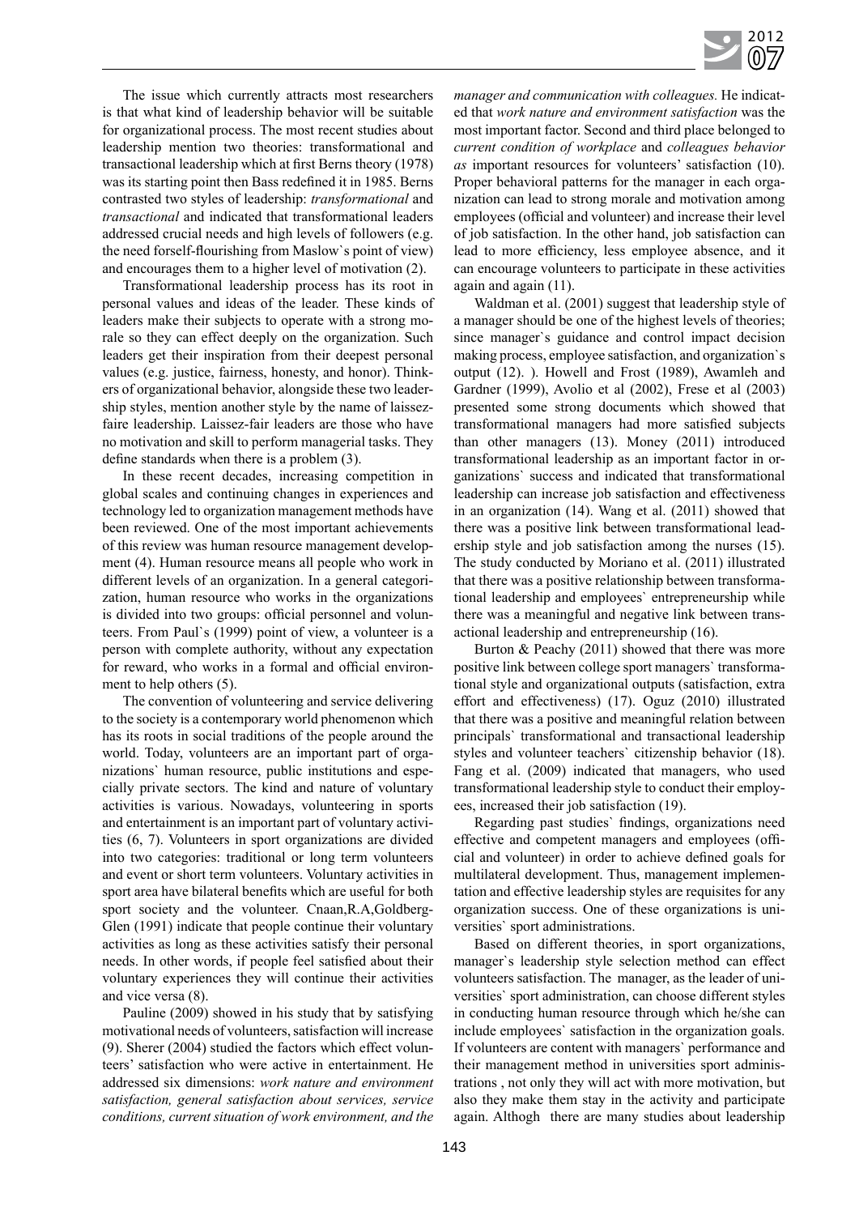The issue which currently attracts most researchers is that what kind of leadership behavior will be suitable for organizational process. The most recent studies about leadership mention two theories: transformational and transactional leadership which at first Berns theory (1978) was its starting point then Bass redefined it in 1985. Berns contrasted two styles of leadership: *transformational* and *transactional* and indicated that transformational leaders addressed crucial needs and high levels of followers (e.g. the need forself-flourishing from Maslow`s point of view) and encourages them to a higher level of motivation (2).

Transformational leadership process has its root in personal values and ideas of the leader. These kinds of leaders make their subjects to operate with a strong morale so they can effect deeply on the organization. Such leaders get their inspiration from their deepest personal values (e.g. justice, fairness, honesty, and honor). Thinkers of organizational behavior, alongside these two leadership styles, mention another style by the name of laissez-faire leadership. Laissez-fair leaders are those who have no motivation and skill to perform managerial tasks. They define standards when there is a problem (3).

In these recent decades, increasing competition in global scales and continuing changes in experiences and technology led to organization management methods have been reviewed. One of the most important achievements of this review was human resource management development (4). Human resource means all people who work in different levels of an organization. In a general categorization, human resource who works in the organizations is divided into two groups: official personnel and volunteers. From Paul`s (1999) point of view, a volunteer is a person with complete authority, without any expectation for reward, who works in a formal and official environment to help others (5).

The convention of volunteering and service delivering to the society is a contemporary world phenomenon which has its roots in social traditions of the people around the world. Today, volunteers are an important part of organizations` human resource, public institutions and especially private sectors. The kind and nature of voluntary activities is various. Nowadays, volunteering in sports and entertainment is an important part of voluntary activities (6, 7). Volunteers in sport organizations are divided into two categories: traditional or long term volunteers and event or short term volunteers. Voluntary activities in sport area have bilateral benefits which are useful for both sport society and the volunteer. Cnaan,R.A,Goldberg-Glen (1991) indicate that people continue their voluntary activities as long as these activities satisfy their personal needs. In other words, if people feel satisfied about their voluntary experiences they will continue their activities and vice versa (8).

Pauline (2009) showed in his study that by satisfying motivational needs of volunteers, satisfaction will increase (9). Sherer (2004) studied the factors which effect volunteers' satisfaction who were active in entertainment. He addressed six dimensions: *work nature and environment satisfaction, general satisfaction about services, service conditions, current situation of work environment, and the manager and communication with colleagues.* He indicated that *work nature and environment satisfaction* was the most important factor. Second and third place belonged to *current condition of workplace* and *colleagues behavior as* important resources for volunteers' satisfaction (10). Proper behavioral patterns for the manager in each organization can lead to strong morale and motivation among employees (official and volunteer) and increase their level of job satisfaction. In the other hand, job satisfaction can lead to more efficiency, less employee absence, and it can encourage volunteers to participate in these activities again and again (11).

Waldman et al. (2001) suggest that leadership style of a manager should be one of the highest levels of theories; since manager`s guidance and control impact decision making process, employee satisfaction, and organization`s output (12). ). Howell and Frost (1989), Awamleh and Gardner (1999), Avolio et al (2002), Frese et al (2003) presented some strong documents which showed that transformational managers had more satisfied subjects than other managers (13). Money (2011) introduced transformational leadership as an important factor in organizations` success and indicated that transformational leadership can increase job satisfaction and effectiveness in an organization (14). Wang et al. (2011) showed that there was a positive link between transformational leadership style and job satisfaction among the nurses (15). The study conducted by Moriano et al. (2011) illustrated that there was a positive relationship between transformational leadership and employees` entrepreneurship while there was a meaningful and negative link between transactional leadership and entrepreneurship (16).

Burton & Peachy (2011) showed that there was more positive link between college sport managers` transformational style and organizational outputs (satisfaction, extra effort and effectiveness) (17). Oguz (2010) illustrated that there was a positive and meaningful relation between principals` transformational and transactional leadership styles and volunteer teachers` citizenship behavior (18). Fang et al. (2009) indicated that managers, who used transformational leadership style to conduct their employees, increased their job satisfaction (19).

Regarding past studies` findings, organizations need effective and competent managers and employees (official and volunteer) in order to achieve defined goals for multilateral development. Thus, management implementation and effective leadership styles are requisites for any organization success. One of these organizations is universities` sport administrations.

Based on different theories, in sport organizations, manager`s leadership style selection method can effect volunteers satisfaction. The manager, as the leader of universities` sport administration, can choose different styles in conducting human resource through which he/she can include employees` satisfaction in the organization goals. If volunteers are content with managers` performance and their management method in universities sport administrations , not only they will act with more motivation, but also they make them stay in the activity and participate again. Althogh there are many studies about leadership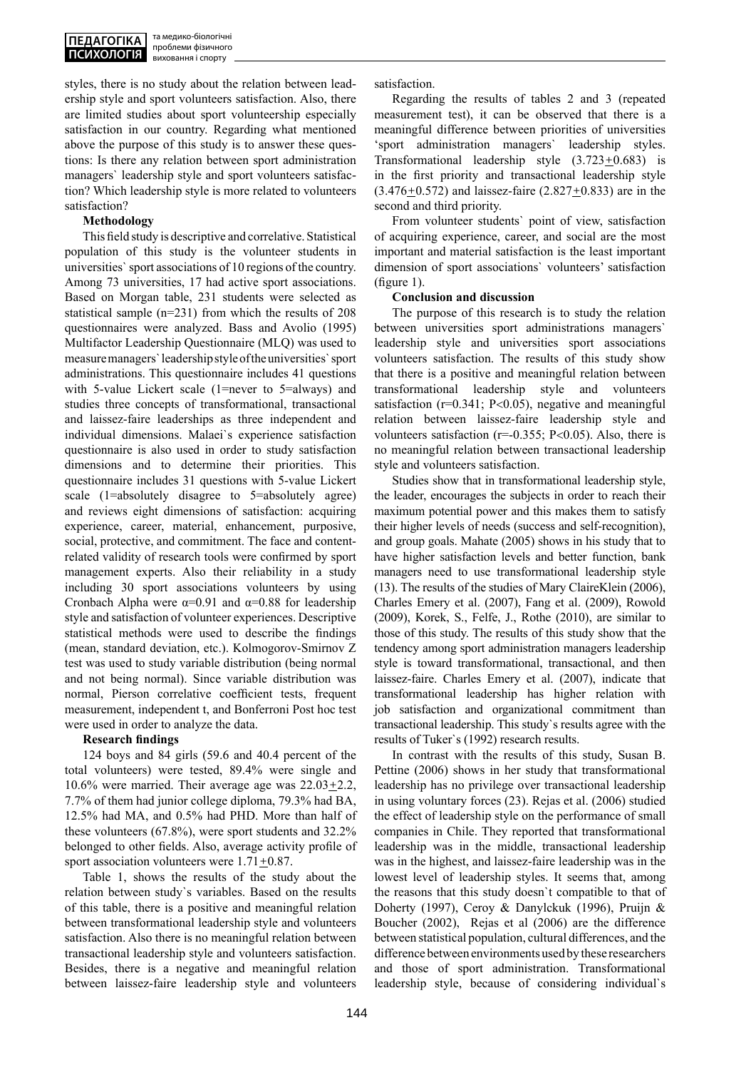styles, there is no study about the relation between leadership style and sport volunteers satisfaction. Also, there are limited studies about sport volunteership especially satisfaction in our country. Regarding what mentioned above the purpose of this study is to answer these questions: Is there any relation between sport administration managers` leadership style and sport volunteers satisfaction? Which leadership style is more related to volunteers satisfaction?

**Methodology**

This field study is descriptive and correlative. Statistical population of this study is the volunteer students in universities` sport associations of 10 regions of the country. Among 73 universities, 17 had active sport associations. Based on Morgan table, 231 students were selected as statistical sample (n=231) from which the results of 208 questionnaires were analyzed. Bass and Avolio (1995) Multifactor Leadership Questionnaire (MLQ) was used to measure managers` leadership style of the universities` sport administrations. This questionnaire includes 41 questions with 5-value Lickert scale (1=never to 5=always) and studies three concepts of transformational, transactional and laissez-faire leaderships as three independent and individual dimensions. Malaei`s experience satisfaction questionnaire is also used in order to study satisfaction dimensions and to determine their priorities. This questionnaire includes 31 questions with 5-value Lickert scale (1=absolutely disagree to 5=absolutely agree) and reviews eight dimensions of satisfaction: acquiring experience, career, material, enhancement, purposive, social, protective, and commitment. The face and content-related validity of research tools were confirmed by sport management experts. Also their reliability in a study including 30 sport associations volunteers by using Cronbach Alpha were $\alpha$=0.91 and $\alpha$=0.88 for leadership style and satisfaction of volunteer experiences. Descriptive statistical methods were used to describe the findings (mean, standard deviation, etc.). Kolmogorov-Smirnov Z test was used to study variable distribution (being normal and not being normal). Since variable distribution was normal, Pierson correlative coefficient tests, frequent measurement, independent t, and Bonferroni Post hoc test were used in order to analyze the data.

**Research findings**

124 boys and 84 girls (59.6 and 40.4 percent of the total volunteers) were tested, 89.4% were single and 10.6% were married. Their average age was $22.03 \pm 2.2$, 7.7% of them had junior college diploma, 79.3% had BA, 12.5% had MA, and 0.5% had PHD. More than half of these volunteers (67.8%), were sport students and 32.2% belonged to other fields. Also, average activity profile of sport association volunteers were $1.71 \pm 0.87$.

Table 1, shows the results of the study about the relation between study`s variables. Based on the results of this table, there is a positive and meaningful relation between transformational leadership style and volunteers satisfaction. Also there is no meaningful relation between transactional leadership style and volunteers satisfaction. Besides, there is a negative and meaningful relation between laissez-faire leadership style and volunteers satisfaction.

Regarding the results of tables 2 and 3 (repeated measurement test), it can be observed that there is a meaningful difference between priorities of universities 'sport administration managers` leadership styles. Transformational leadership style ($3.723 \pm 0.683$) is in the first priority and transactional leadership style ($3.476 \pm 0.572$) and laissez-faire ($2.827 \pm 0.833$) are in the second and third priority.

From volunteer students` point of view, satisfaction of acquiring experience, career, and social are the most important and material satisfaction is the least important dimension of sport associations` volunteers' satisfaction (figure 1).

**Conclusion and discussion**

The purpose of this research is to study the relation between universities sport administrations managers` leadership style and universities sport associations volunteers satisfaction. The results of this study show that there is a positive and meaningful relation between transformational leadership style and volunteers satisfaction ($r=0.341$; $P<0.05$), negative and meaningful relation between laissez-faire leadership style and volunteers satisfaction ($r=-0.355$; $P<0.05$). Also, there is no meaningful relation between transactional leadership style and volunteers satisfaction.

Studies show that in transformational leadership style, the leader, encourages the subjects in order to reach their maximum potential power and this makes them to satisfy their higher levels of needs (success and self-recognition), and group goals. Mahate (2005) shows in his study that to have higher satisfaction levels and better function, bank managers need to use transformational leadership style (13). The results of the studies of Mary ClaireKlein (2006), Charles Emery et al. (2007), Fang et al. (2009), Rowold (2009), Korek, S., Felfe, J., Rothe (2010), are similar to those of this study. The results of this study show that the tendency among sport administration managers leadership style is toward transformational, transactional, and then laissez-faire. Charles Emery et al. (2007), indicate that transformational leadership has higher relation with job satisfaction and organizational commitment than transactional leadership. This study`s results agree with the results of Tuker`s (1992) research results.

In contrast with the results of this study, Susan B. Pettine (2006) shows in her study that transformational leadership has no privilege over transactional leadership in using voluntary forces (23). Rejas et al. (2006) studied the effect of leadership style on the performance of small companies in Chile. They reported that transformational leadership was in the middle, transactional leadership was in the highest, and laissez-faire leadership was in the lowest level of leadership styles. It seems that, among the reasons that this study doesn`t compatible to that of Doherty (1997), Ceroy & Danylckuk (1996), Pruijn & Boucher (2002), Rejas et al (2006) are the difference between statistical population, cultural differences, and the difference between environments used by these researchers and those of sport administration. Transformational leadership style, because of considering individual`s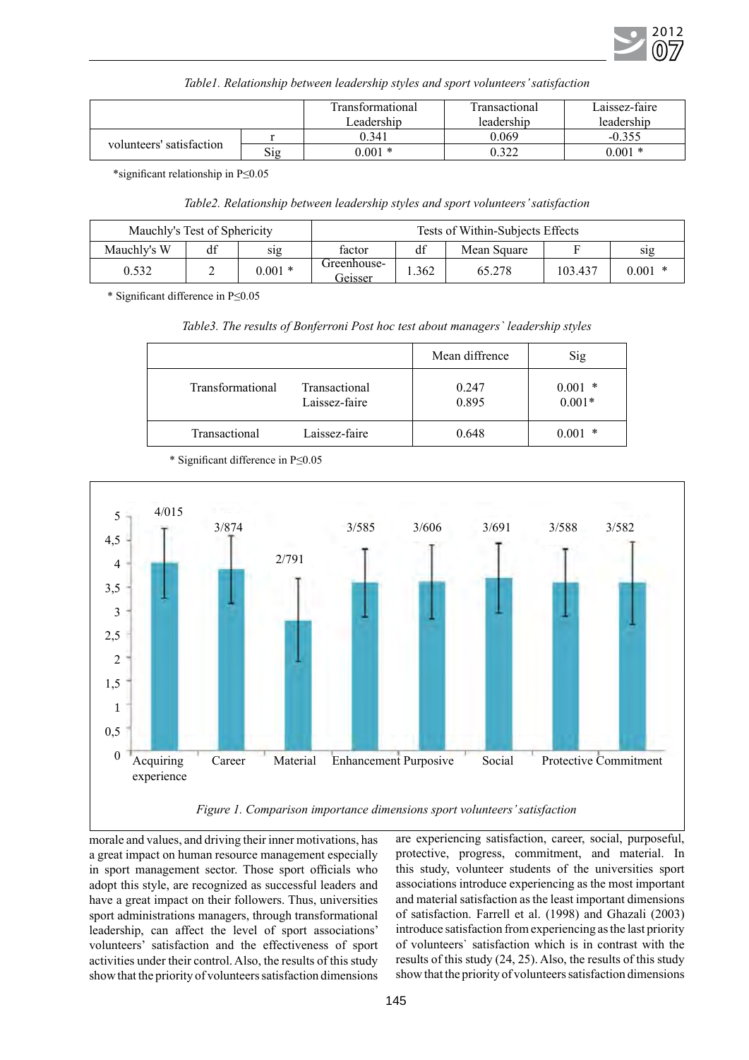*Table1. Relationship between leadership styles and sport volunteers' satisfaction*

| | | Transformational Leadership | Transactional leadership | Laissez-faire leadership |
|---|---|---|---|---|
| volunteers' satisfaction | r | 0.341 | 0.069 | -0.355 |
| | Sig | 0.001 * | 0.322 | 0.001 * |

*significant relationship in P≤0.05

*Table2. Relationship between leadership styles and sport volunteers' satisfaction*

| Mauchly's Test of Sphericity | | | Tests of Within-Subjects Effects | | | | |
|---|---|---|---|---|---|---|---|
| Mauchly's W | df | sig | factor | df | Mean Square | F | sig |
| 0.532 | 2 | 0.001 * | Greenhouse-Geisser | 1.362 | 65.278 | 103.437 | 0.001 * |

* Significant difference in P≤0.05

*Table3. The results of Bonferroni Post hoc test about managers` leadership styles*

| | | Mean diffrence | Sig |
|---|---|---|---|
| Transformational | Transactional | 0.247 | 0.001 * |
| | Laissez-faire | 0.895 | 0.001* |
| Transactional | Laissez-faire | 0.648 | 0.001 * |

* Significant difference in P≤0.05

| Dimension | Mean |
|---|---|
| Acquiring experience | 4/015 |
| Career | 3/874 |
| Material | 2/791 |
| Enhancement | 3/585 |
| Purposive | 3/606 |
| Social | 3/691 |
| Protective | 3/588 |
| Commitment | 3/582 |

*Figure 1. Comparison importance dimensions sport volunteers' satisfaction*

morale and values, and driving their inner motivations, has a great impact on human resource management especially in sport management sector. Those sport officials who adopt this style, are recognized as successful leaders and have a great impact on their followers. Thus, universities sport administrations managers, through transformational leadership, can affect the level of sport associations' volunteers' satisfaction and the effectiveness of sport activities under their control. Also, the results of this study show that the priority of volunteers satisfaction dimensions are experiencing satisfaction, career, social, purposeful, protective, progress, commitment, and material. In this study, volunteer students of the universities sport associations introduce experiencing as the most important and material satisfaction as the least important dimensions of satisfaction. Farrell et al. (1998) and Ghazali (2003) introduce satisfaction from experiencing as the last priority of volunteers` satisfaction which is in contrast with the results of this study (24, 25). Also, the results of this study show that the priority of volunteers satisfaction dimensions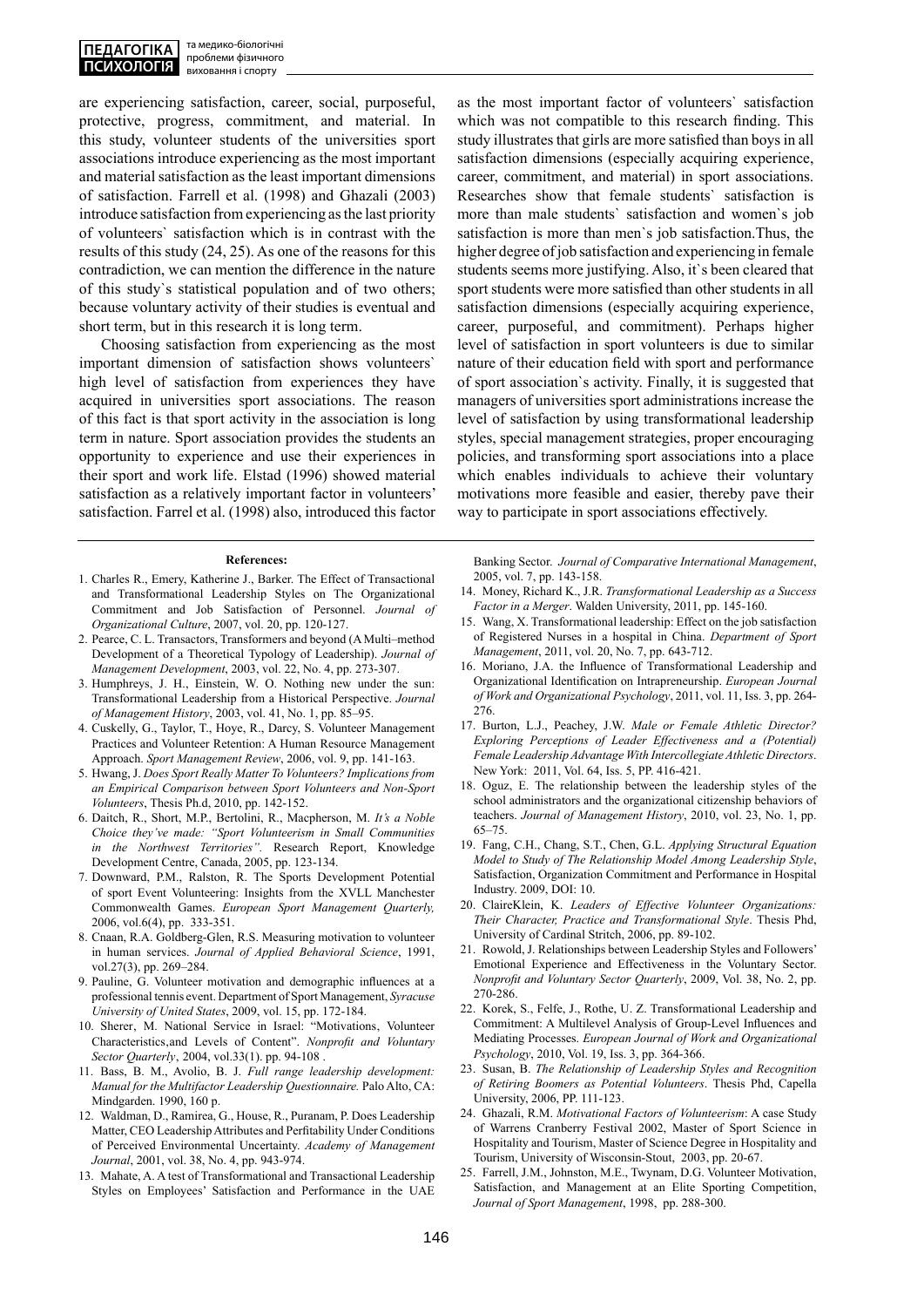are experiencing satisfaction, career, social, purposeful, protective, progress, commitment, and material. In this study, volunteer students of the universities sport associations introduce experiencing as the most important and material satisfaction as the least important dimensions of satisfaction. Farrell et al. (1998) and Ghazali (2003) introduce satisfaction from experiencing as the last priority of volunteers` satisfaction which is in contrast with the results of this study (24, 25). As one of the reasons for this contradiction, we can mention the difference in the nature of this study`s statistical population and of two others; because voluntary activity of their studies is eventual and short term, but in this research it is long term.

Choosing satisfaction from experiencing as the most important dimension of satisfaction shows volunteers` high level of satisfaction from experiences they have acquired in universities sport associations. The reason of this fact is that sport activity in the association is long term in nature. Sport association provides the students an opportunity to experience and use their experiences in their sport and work life. Elstad (1996) showed material satisfaction as a relatively important factor in volunteers' satisfaction. Farrel et al. (1998) also, introduced this factor as the most important factor of volunteers` satisfaction which was not compatible to this research finding. This study illustrates that girls are more satisfied than boys in all satisfaction dimensions (especially acquiring experience, career, commitment, and material) in sport associations. Researches show that female students` satisfaction is more than male students` satisfaction and women`s job satisfaction is more than men`s job satisfaction.Thus, the higher degree of job satisfaction and experiencing in female students seems more justifying. Also, it`s been cleared that sport students were more satisfied than other students in all satisfaction dimensions (especially acquiring experience, career, purposeful, and commitment). Perhaps higher level of satisfaction in sport volunteers is due to similar nature of their education field with sport and performance of sport association`s activity. Finally, it is suggested that managers of universities sport administrations increase the level of satisfaction by using transformational leadership styles, special management strategies, proper encouraging policies, and transforming sport associations into a place which enables individuals to achieve their voluntary motivations more feasible and easier, thereby pave their way to participate in sport associations effectively.

**References:**

1. Charles R., Emery, Katherine J., Barker. The Effect of Transactional and Transformational Leadership Styles on The Organizational Commitment and Job Satisfaction of Personnel. *Journal of Organizational Culture*, 2007, vol. 20, pp. 120-127.
2. Pearce, C. L. Transactors, Transformers and beyond (A Multi–method Development of a Theoretical Typology of Leadership). *Journal of Management Development*, 2003, vol. 22, No. 4, pp. 273-307.
3. Humphreys, J. H., Einstein, W. O. Nothing new under the sun: Transformational Leadership from a Historical Perspective. *Journal of Management History*, 2003, vol. 41, No. 1, pp. 85–95.
4. Cuskelly, G., Taylor, T., Hoye, R., Darcy, S. Volunteer Management Practices and Volunteer Retention: A Human Resource Management Approach. *Sport Management Review*, 2006, vol. 9, pp. 141-163.
5. Hwang, J. *Does Sport Really Matter To Volunteers? Implications from an Empirical Comparison between Sport Volunteers and Non-Sport Volunteers*, Thesis Ph.d, 2010, pp. 142-152.
6. Daitch, R., Short, M.P., Bertolini, R., Macpherson, M. *It's a Noble Choice they've made: "Sport Volunteerism in Small Communities in the Northwest Territories".* Research Report, Knowledge Development Centre, Canada, 2005, pp. 123-134.
7. Downward, P.M., Ralston, R. The Sports Development Potential of sport Event Volunteering: Insights from the XVLL Manchester Commonwealth Games. *European Sport Management Quarterly,* 2006, vol.6(4), pp. 333-351.
8. Cnaan, R.A. Goldberg-Glen, R.S. Measuring motivation to volunteer in human services. *Journal of Applied Behavioral Science*, 1991, vol.27(3), pp. 269–284.
9. Pauline, G. Volunteer motivation and demographic influences at a professional tennis event. Department of Sport Management, *Syracuse University of United States*, 2009, vol. 15, pp. 172-184.
10. Sherer, M. National Service in Israel: "Motivations, Volunteer Characteristics,and Levels of Content". *Nonprofit and Voluntary Sector Quarterly*, 2004, vol.33(1). pp. 94-108 .
11. Bass, B. M., Avolio, B. J. *Full range leadership development: Manual for the Multifactor Leadership Questionnaire.* Palo Alto, CA: Mindgarden. 1990, 160 p.
12. Waldman, D., Ramirea, G., House, R., Puranam, P. Does Leadership Matter, CEO Leadership Attributes and Perfitability Under Conditions of Perceived Environmental Uncertainty. *Academy of Management Journal*, 2001, vol. 38, No. 4, pp. 943-974.
13. Mahate, A. A test of Transformational and Transactional Leadership Styles on Employees' Satisfaction and Performance in the UAE Banking Sector. *Journal of Comparative International Management*, 2005, vol. 7, pp. 143-158.
14. Money, Richard K., J.R. *Transformational Leadership as a Success Factor in a Merger*. Walden University, 2011, pp. 145-160.
15. Wang, X. Transformational leadership: Effect on the job satisfaction of Registered Nurses in a hospital in China. *Department of Sport Management*, 2011, vol. 20, No. 7, pp. 643-712.
16. Moriano, J.A. the Influence of Transformational Leadership and Organizational Identification on Intrapreneurship. *European Journal of Work and Organizational Psychology*, 2011, vol. 11, Iss. 3, pp. 264-276.
17. Burton, L.J., Peachey, J.W. *Male or Female Athletic Director? Exploring Perceptions of Leader Effectiveness and a (Potential) Female Leadership Advantage With Intercollegiate Athletic Directors*. New York: 2011, Vol. 64, Iss. 5, PP. 416-421.
18. Oguz, E. The relationship between the leadership styles of the school administrators and the organizational citizenship behaviors of teachers. *Journal of Management History*, 2010, vol. 23, No. 1, pp. 65–75.
19. Fang, C.H., Chang, S.T., Chen, G.L. *Applying Structural Equation Model to Study of The Relationship Model Among Leadership Style*, Satisfaction, Organization Commitment and Performance in Hospital Industry. 2009, DOI: 10.
20. ClaireKlein, K. *Leaders of Effective Volunteer Organizations: Their Character, Practice and Transformational Style*. Thesis Phd, University of Cardinal Stritch, 2006, pp. 89-102.
21. Rowold, J. Relationships between Leadership Styles and Followers' Emotional Experience and Effectiveness in the Voluntary Sector. *Nonprofit and Voluntary Sector Quarterly*, 2009, Vol. 38, No. 2, pp. 270-286.
22. Korek, S., Felfe, J., Rothe, U. Z. Transformational Leadership and Commitment: A Multilevel Analysis of Group-Level Influences and Mediating Processes. *European Journal of Work and Organizational Psychology*, 2010, Vol. 19, Iss. 3, pp. 364-366.
23. Susan, B. *The Relationship of Leadership Styles and Recognition of Retiring Boomers as Potential Volunteers*. Thesis Phd, Capella University, 2006, PP. 111-123.
24. Ghazali, R.M. *Motivational Factors of Volunteerism*: A case Study of Warrens Cranberry Festival 2002, Master of Sport Science in Hospitality and Tourism, Master of Science Degree in Hospitality and Tourism, University of Wisconsin-Stout, 2003, pp. 20-67.
25. Farrell, J.M., Johnston, M.E., Twynam, D.G. Volunteer Motivation, Satisfaction, and Management at an Elite Sporting Competition, *Journal of Sport Management*, 1998, pp. 288-300.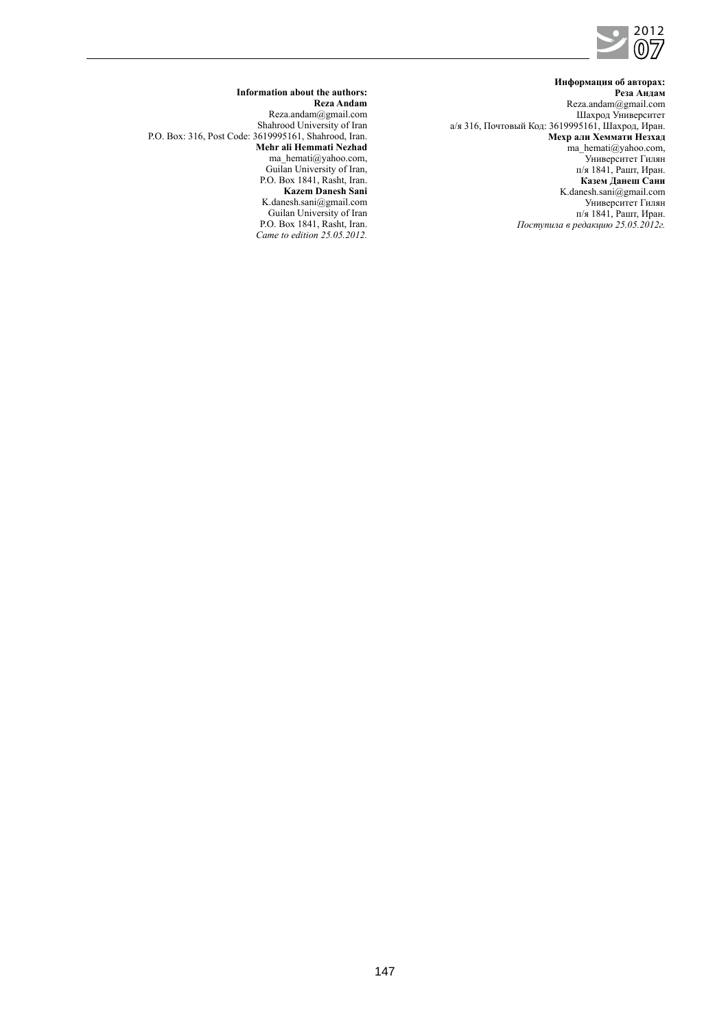**Information about the authors:**
**Reza Andam**
Reza.andam@gmail.com
Shahrood University of Iran
P.O. Box: 316, Post Code: 3619995161, Shahrood, Iran.
**Mehr ali Hemmati Nezhad**
ma_hemati@yahoo.com,
Guilan University of Iran,
P.O. Box 1841, Rasht, Iran.
**Kazem Danesh Sani**
K.danesh.sani@gmail.com
Guilan University of Iran
P.O. Box 1841, Rasht, Iran.
*Came to edition 25.05.2012.*

**Информация об авторах:**
**Реза Андам**
Reza.andam@gmail.com
Шахрод Университет
а/я 316, Почтовый Код: 3619995161, Шахрод, Иран.
**Мехр али Хеммати Незхад**
ma_hemati@yahoo.com,
Университет Гилян
п/я 1841, Рашт, Иран.
**Казем Данеш Сани**
K.danesh.sani@gmail.com
Университет Гилян
п/я 1841, Рашт, Иран.
*Поступила в редакцию 25.05.2012г.*